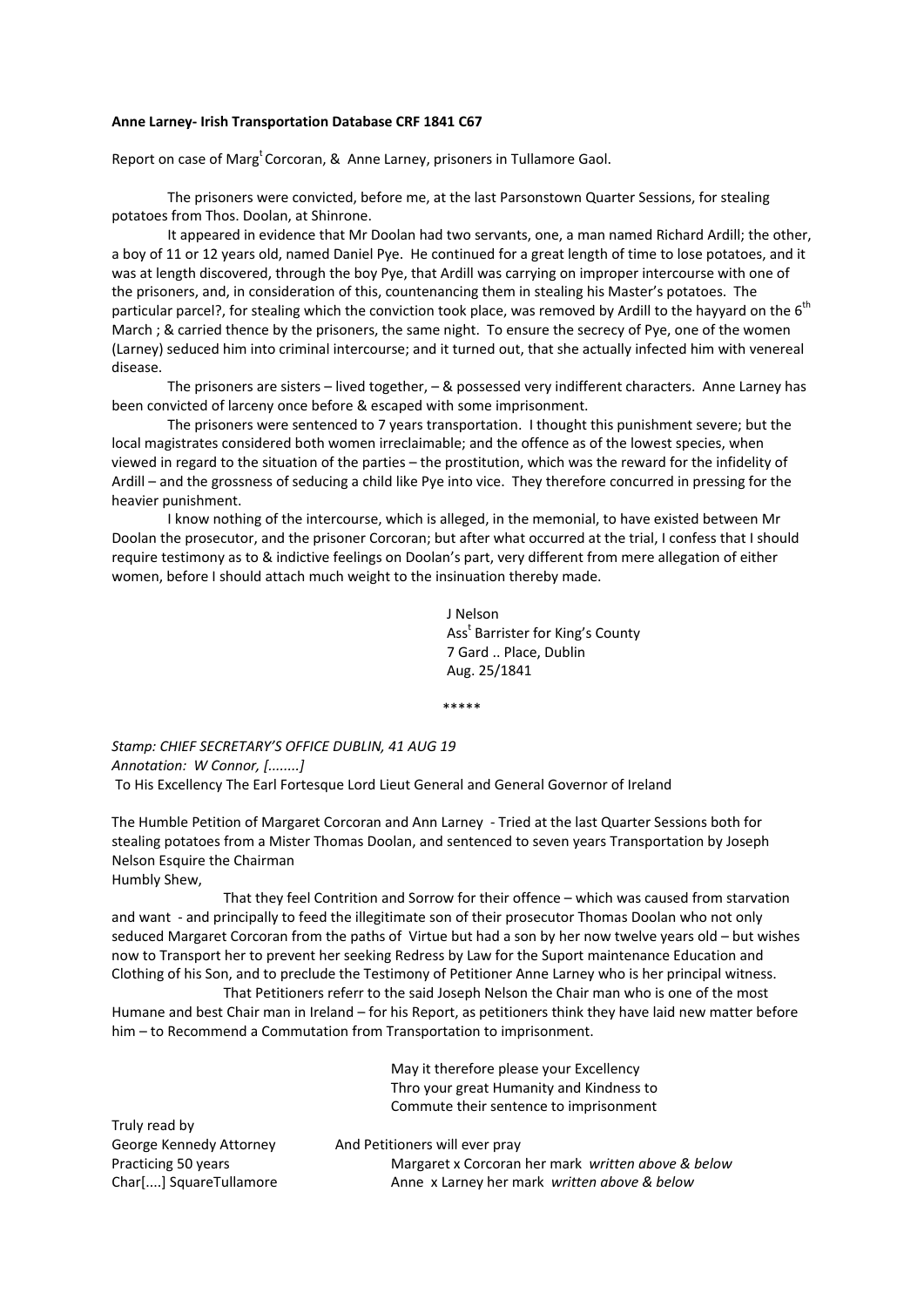**Anne Larney- Irish Transportation Database CRF 1841 C67**

Report on case of Marg[t] Corcoran, & Anne Larney, prisoners in Tullamore Gaol.

The prisoners were convicted, before me, at the last Parsonstown Quarter Sessions, for stealing potatoes from Thos. Doolan, at Shinrone.

It appeared in evidence that Mr Doolan had two servants, one, a man named Richard Ardill; the other, a boy of 11 or 12 years old, named Daniel Pye. He continued for a great length of time to lose potatoes, and it was at length discovered, through the boy Pye, that Ardill was carrying on improper intercourse with one of the prisoners, and, in consideration of this, countenancing them in stealing his Master's potatoes. The particular parcel?, for stealing which the conviction took place, was removed by Ardill to the hayyard on the 6[th] March ; & carried thence by the prisoners, the same night. To ensure the secrecy of Pye, one of the women (Larney) seduced him into criminal intercourse; and it turned out, that she actually infected him with venereal disease.

The prisoners are sisters – lived together, – & possessed very indifferent characters. Anne Larney has been convicted of larceny once before & escaped with some imprisonment.

The prisoners were sentenced to 7 years transportation. I thought this punishment severe; but the local magistrates considered both women irreclaimable; and the offence as of the lowest species, when viewed in regard to the situation of the parties – the prostitution, which was the reward for the infidelity of Ardill – and the grossness of seducing a child like Pye into vice. They therefore concurred in pressing for the heavier punishment.

I know nothing of the intercourse, which is alleged, in the memonial, to have existed between Mr Doolan the prosecutor, and the prisoner Corcoran; but after what occurred at the trial, I confess that I should require testimony as to & indictive feelings on Doolan's part, very different from mere allegation of either women, before I should attach much weight to the insinuation thereby made.

J Nelson
Ass[t] Barrister for King's County
7 Gard .. Place, Dublin
Aug. 25/1841

\*\*\*\*\*

*Stamp: CHIEF SECRETARY'S OFFICE DUBLIN, 41 AUG 19*
*Annotation: W Connor, [........]*
To His Excellency The Earl Fortesque Lord Lieut General and General Governor of Ireland

The Humble Petition of Margaret Corcoran and Ann Larney - Tried at the last Quarter Sessions both for stealing potatoes from a Mister Thomas Doolan, and sentenced to seven years Transportation by Joseph Nelson Esquire the Chairman
Humbly Shew,

That they feel Contrition and Sorrow for their offence – which was caused from starvation and want - and principally to feed the illegitimate son of their prosecutor Thomas Doolan who not only seduced Margaret Corcoran from the paths of Virtue but had a son by her now twelve years old – but wishes now to Transport her to prevent her seeking Redress by Law for the Suport maintenance Education and Clothing of his Son, and to preclude the Testimony of Petitioner Anne Larney who is her principal witness.

That Petitioners referr to the said Joseph Nelson the Chair man who is one of the most Humane and best Chair man in Ireland – for his Report, as petitioners think they have laid new matter before him – to Recommend a Commutation from Transportation to imprisonment.

May it therefore please your Excellency
Thro your great Humanity and Kindness to
Commute their sentence to imprisonment

And Petitioners will ever pray

Margaret x Corcoran her mark *written above & below*
Anne x Larney her mark *written above & below*

Truly read by
George Kennedy Attorney
Practicing 50 years
Char[....] SquareTullamore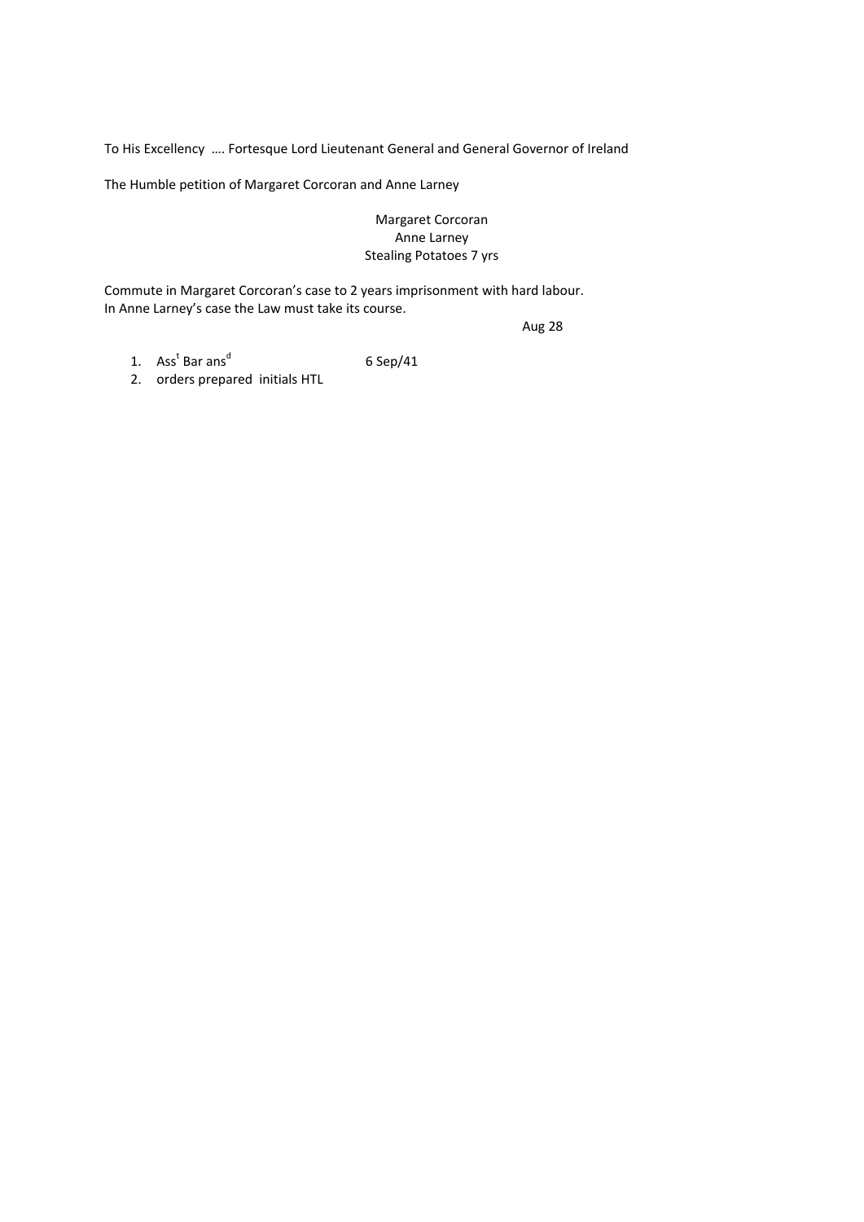To His Excellency …. Fortesque Lord Lieutenant General and General Governor of Ireland

The Humble petition of Margaret Corcoran and Anne Larney

Margaret Corcoran
Anne Larney
Stealing Potatoes 7 yrs

Commute in Margaret Corcoran's case to 2 years imprisonment with hard labour.
In Anne Larney's case the Law must take its course.

Aug 28

1. Ass[t] Bar ans[d] 6 Sep/41
2. orders prepared initials HTL